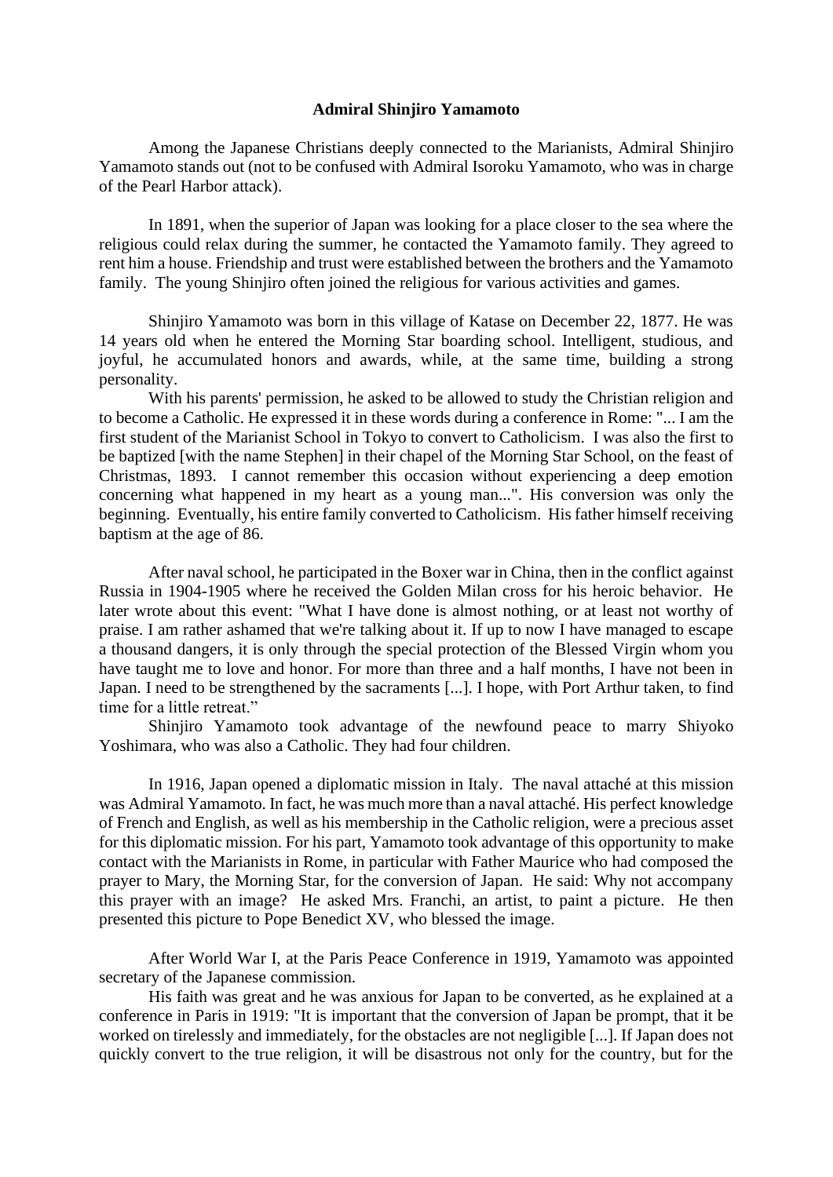**Admiral Shinjiro Yamamoto**

Among the Japanese Christians deeply connected to the Marianists, Admiral Shinjiro Yamamoto stands out (not to be confused with Admiral Isoroku Yamamoto, who was in charge of the Pearl Harbor attack).

In 1891, when the superior of Japan was looking for a place closer to the sea where the religious could relax during the summer, he contacted the Yamamoto family. They agreed to rent him a house. Friendship and trust were established between the brothers and the Yamamoto family. The young Shinjiro often joined the religious for various activities and games.

Shinjiro Yamamoto was born in this village of Katase on December 22, 1877. He was 14 years old when he entered the Morning Star boarding school. Intelligent, studious, and joyful, he accumulated honors and awards, while, at the same time, building a strong personality.

With his parents' permission, he asked to be allowed to study the Christian religion and to become a Catholic. He expressed it in these words during a conference in Rome: "... I am the first student of the Marianist School in Tokyo to convert to Catholicism. I was also the first to be baptized [with the name Stephen] in their chapel of the Morning Star School, on the feast of Christmas, 1893. I cannot remember this occasion without experiencing a deep emotion concerning what happened in my heart as a young man...". His conversion was only the beginning. Eventually, his entire family converted to Catholicism. His father himself receiving baptism at the age of 86.

After naval school, he participated in the Boxer war in China, then in the conflict against Russia in 1904-1905 where he received the Golden Milan cross for his heroic behavior. He later wrote about this event: "What I have done is almost nothing, or at least not worthy of praise. I am rather ashamed that we're talking about it. If up to now I have managed to escape a thousand dangers, it is only through the special protection of the Blessed Virgin whom you have taught me to love and honor. For more than three and a half months, I have not been in Japan. I need to be strengthened by the sacraments [...]. I hope, with Port Arthur taken, to find time for a little retreat."

Shinjiro Yamamoto took advantage of the newfound peace to marry Shiyoko Yoshimara, who was also a Catholic. They had four children.

In 1916, Japan opened a diplomatic mission in Italy. The naval attaché at this mission was Admiral Yamamoto. In fact, he was much more than a naval attaché. His perfect knowledge of French and English, as well as his membership in the Catholic religion, were a precious asset for this diplomatic mission. For his part, Yamamoto took advantage of this opportunity to make contact with the Marianists in Rome, in particular with Father Maurice who had composed the prayer to Mary, the Morning Star, for the conversion of Japan. He said: Why not accompany this prayer with an image? He asked Mrs. Franchi, an artist, to paint a picture. He then presented this picture to Pope Benedict XV, who blessed the image.

After World War I, at the Paris Peace Conference in 1919, Yamamoto was appointed secretary of the Japanese commission.

His faith was great and he was anxious for Japan to be converted, as he explained at a conference in Paris in 1919: "It is important that the conversion of Japan be prompt, that it be worked on tirelessly and immediately, for the obstacles are not negligible [...]. If Japan does not quickly convert to the true religion, it will be disastrous not only for the country, but for the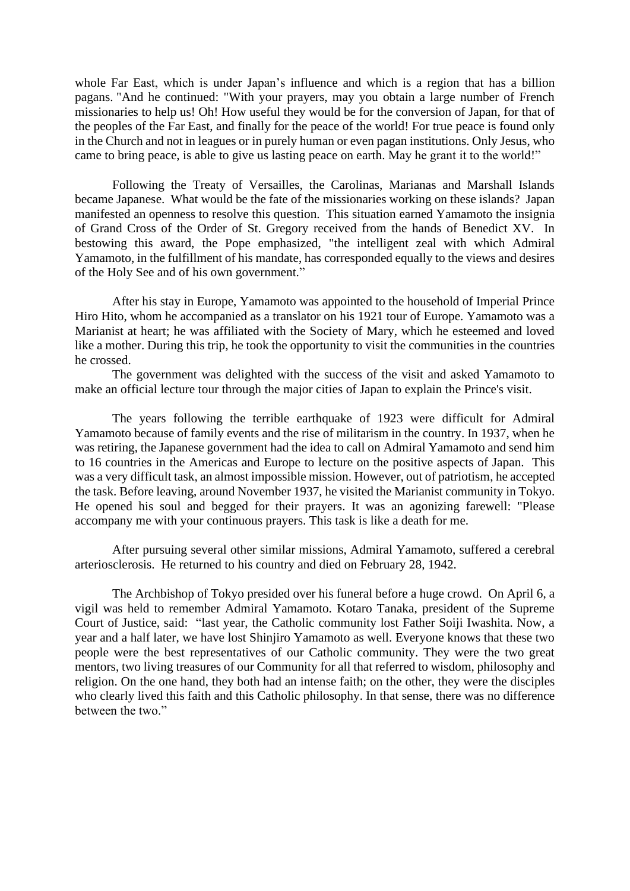whole Far East, which is under Japan's influence and which is a region that has a billion pagans. "And he continued: "With your prayers, may you obtain a large number of French missionaries to help us! Oh! How useful they would be for the conversion of Japan, for that of the peoples of the Far East, and finally for the peace of the world! For true peace is found only in the Church and not in leagues or in purely human or even pagan institutions. Only Jesus, who came to bring peace, is able to give us lasting peace on earth. May he grant it to the world!"

Following the Treaty of Versailles, the Carolinas, Marianas and Marshall Islands became Japanese. What would be the fate of the missionaries working on these islands? Japan manifested an openness to resolve this question. This situation earned Yamamoto the insignia of Grand Cross of the Order of St. Gregory received from the hands of Benedict XV. In bestowing this award, the Pope emphasized, "the intelligent zeal with which Admiral Yamamoto, in the fulfillment of his mandate, has corresponded equally to the views and desires of the Holy See and of his own government."

After his stay in Europe, Yamamoto was appointed to the household of Imperial Prince Hiro Hito, whom he accompanied as a translator on his 1921 tour of Europe. Yamamoto was a Marianist at heart; he was affiliated with the Society of Mary, which he esteemed and loved like a mother. During this trip, he took the opportunity to visit the communities in the countries he crossed.

The government was delighted with the success of the visit and asked Yamamoto to make an official lecture tour through the major cities of Japan to explain the Prince's visit.

The years following the terrible earthquake of 1923 were difficult for Admiral Yamamoto because of family events and the rise of militarism in the country. In 1937, when he was retiring, the Japanese government had the idea to call on Admiral Yamamoto and send him to 16 countries in the Americas and Europe to lecture on the positive aspects of Japan. This was a very difficult task, an almost impossible mission. However, out of patriotism, he accepted the task. Before leaving, around November 1937, he visited the Marianist community in Tokyo. He opened his soul and begged for their prayers. It was an agonizing farewell: "Please accompany me with your continuous prayers. This task is like a death for me.

After pursuing several other similar missions, Admiral Yamamoto, suffered a cerebral arteriosclerosis. He returned to his country and died on February 28, 1942.

The Archbishop of Tokyo presided over his funeral before a huge crowd. On April 6, a vigil was held to remember Admiral Yamamoto. Kotaro Tanaka, president of the Supreme Court of Justice, said: "last year, the Catholic community lost Father Soiji Iwashita. Now, a year and a half later, we have lost Shinjiro Yamamoto as well. Everyone knows that these two people were the best representatives of our Catholic community. They were the two great mentors, two living treasures of our Community for all that referred to wisdom, philosophy and religion. On the one hand, they both had an intense faith; on the other, they were the disciples who clearly lived this faith and this Catholic philosophy. In that sense, there was no difference between the two."